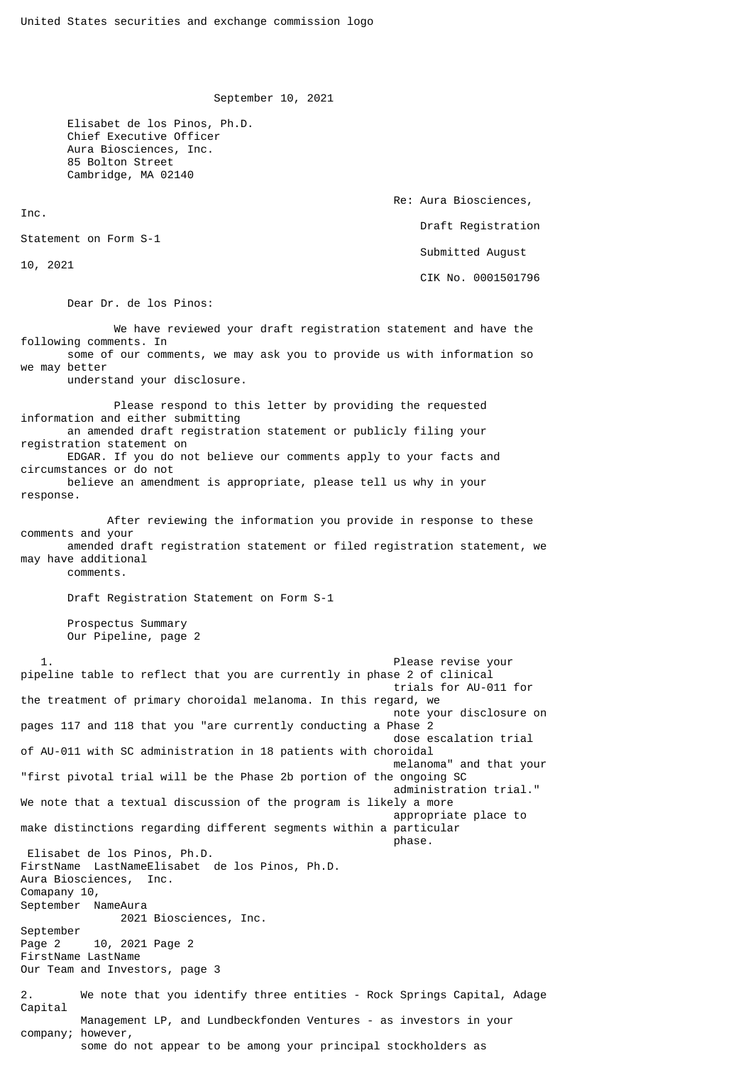United States securities and exchange commission logo

September 10, 2021

Elisabet de los Pinos, Ph.D.
Chief Executive Officer
Aura Biosciences, Inc.
85 Bolton Street
Cambridge, MA 02140

Re: Aura Biosciences, Inc.
Draft Registration Statement on Form S-1
Submitted August 10, 2021
CIK No. 0001501796

Dear Dr. de los Pinos:

We have reviewed your draft registration statement and have the following comments. In some of our comments, we may ask you to provide us with information so we may better understand your disclosure.

Please respond to this letter by providing the requested information and either submitting an amended draft registration statement or publicly filing your registration statement on EDGAR. If you do not believe our comments apply to your facts and circumstances or do not believe an amendment is appropriate, please tell us why in your response.

After reviewing the information you provide in response to these comments and your amended draft registration statement or filed registration statement, we may have additional comments.

Draft Registration Statement on Form S-1

Prospectus Summary
Our Pipeline, page 2

1. Please revise your pipeline table to reflect that you are currently in phase 2 of clinical trials for AU-011 for the treatment of primary choroidal melanoma. In this regard, we note your disclosure on pages 117 and 118 that you "are currently conducting a Phase 2 dose escalation trial of AU-011 with SC administration in 18 patients with choroidal melanoma" and that your "first pivotal trial will be the Phase 2b portion of the ongoing SC administration trial." We note that a textual discussion of the program is likely a more appropriate place to make distinctions regarding different segments within a particular phase.

Our Team and Investors, page 3

2. We note that you identify three entities - Rock Springs Capital, Adage Capital Management LP, and Lundbeckfonden Ventures - as investors in your company; however, some do not appear to be among your principal stockholders as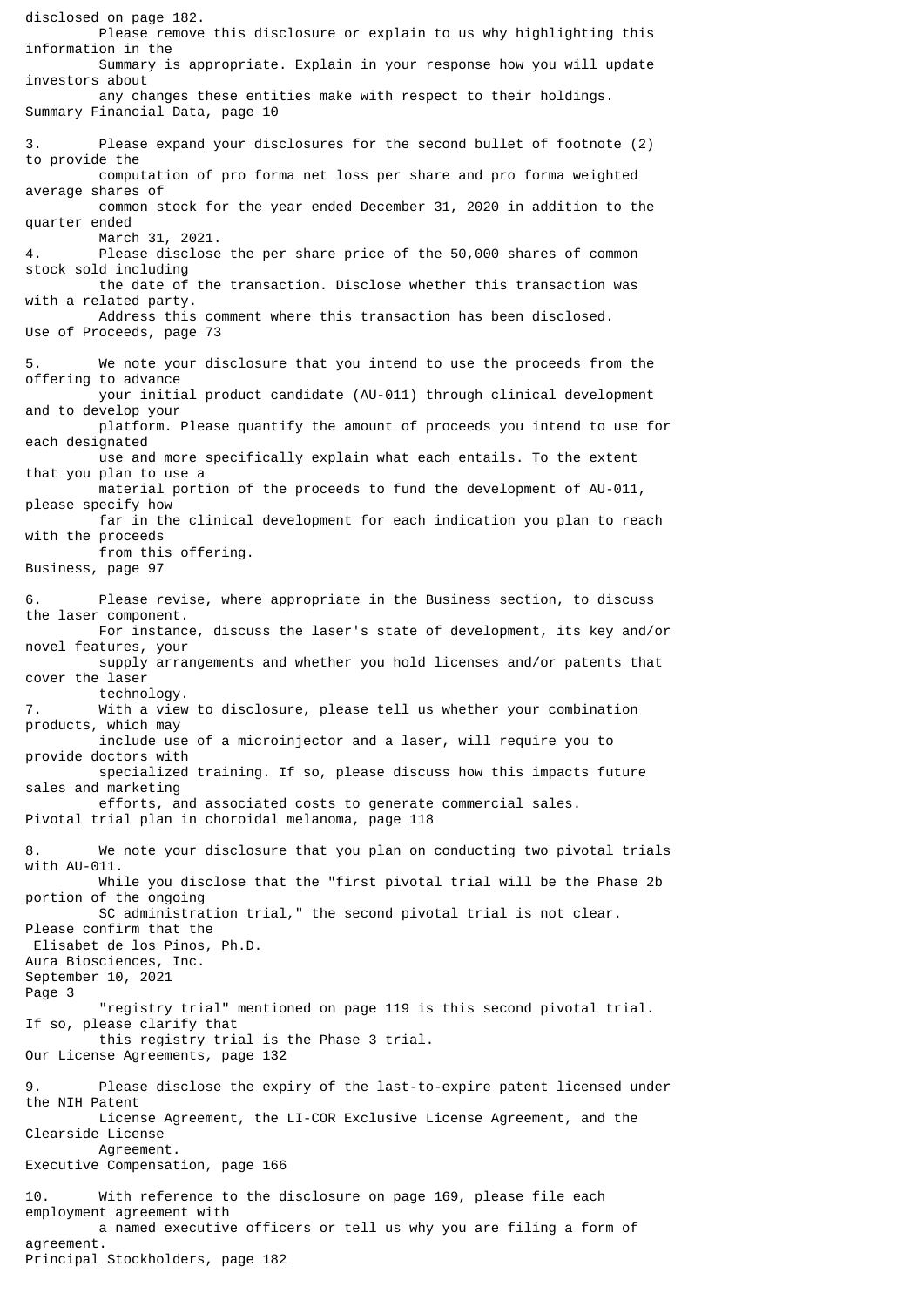disclosed on page 182.

Please remove this disclosure or explain to us why highlighting this information in the Summary is appropriate. Explain in your response how you will update investors about any changes these entities make with respect to their holdings.

Summary Financial Data, page 10

3. Please expand your disclosures for the second bullet of footnote (2) to provide the computation of pro forma net loss per share and pro forma weighted average shares of common stock for the year ended December 31, 2020 in addition to the quarter ended March 31, 2021.

4. Please disclose the per share price of the 50,000 shares of common stock sold including the date of the transaction. Disclose whether this transaction was with a related party. Address this comment where this transaction has been disclosed.

Use of Proceeds, page 73

5. We note your disclosure that you intend to use the proceeds from the offering to advance your initial product candidate (AU-011) through clinical development and to develop your platform. Please quantify the amount of proceeds you intend to use for each designated use and more specifically explain what each entails. To the extent that you plan to use a material portion of the proceeds to fund the development of AU-011, please specify how far in the clinical development for each indication you plan to reach with the proceeds from this offering.

Business, page 97

6. Please revise, where appropriate in the Business section, to discuss the laser component. For instance, discuss the laser's state of development, its key and/or novel features, your supply arrangements and whether you hold licenses and/or patents that cover the laser technology.

7. With a view to disclosure, please tell us whether your combination products, which may include use of a microinjector and a laser, will require you to provide doctors with specialized training. If so, please discuss how this impacts future sales and marketing efforts, and associated costs to generate commercial sales.

Pivotal trial plan in choroidal melanoma, page 118

8. We note your disclosure that you plan on conducting two pivotal trials with AU-011. While you disclose that the "first pivotal trial will be the Phase 2b portion of the ongoing SC administration trial," the second pivotal trial is not clear. Please confirm that the "registry trial" mentioned on page 119 is this second pivotal trial. If so, please clarify that this registry trial is the Phase 3 trial.

Our License Agreements, page 132

9. Please disclose the expiry of the last-to-expire patent licensed under the NIH Patent License Agreement, the LI-COR Exclusive License Agreement, and the Clearside License Agreement.

Executive Compensation, page 166

10. With reference to the disclosure on page 169, please file each employment agreement with a named executive officers or tell us why you are filing a form of agreement.

Principal Stockholders, page 182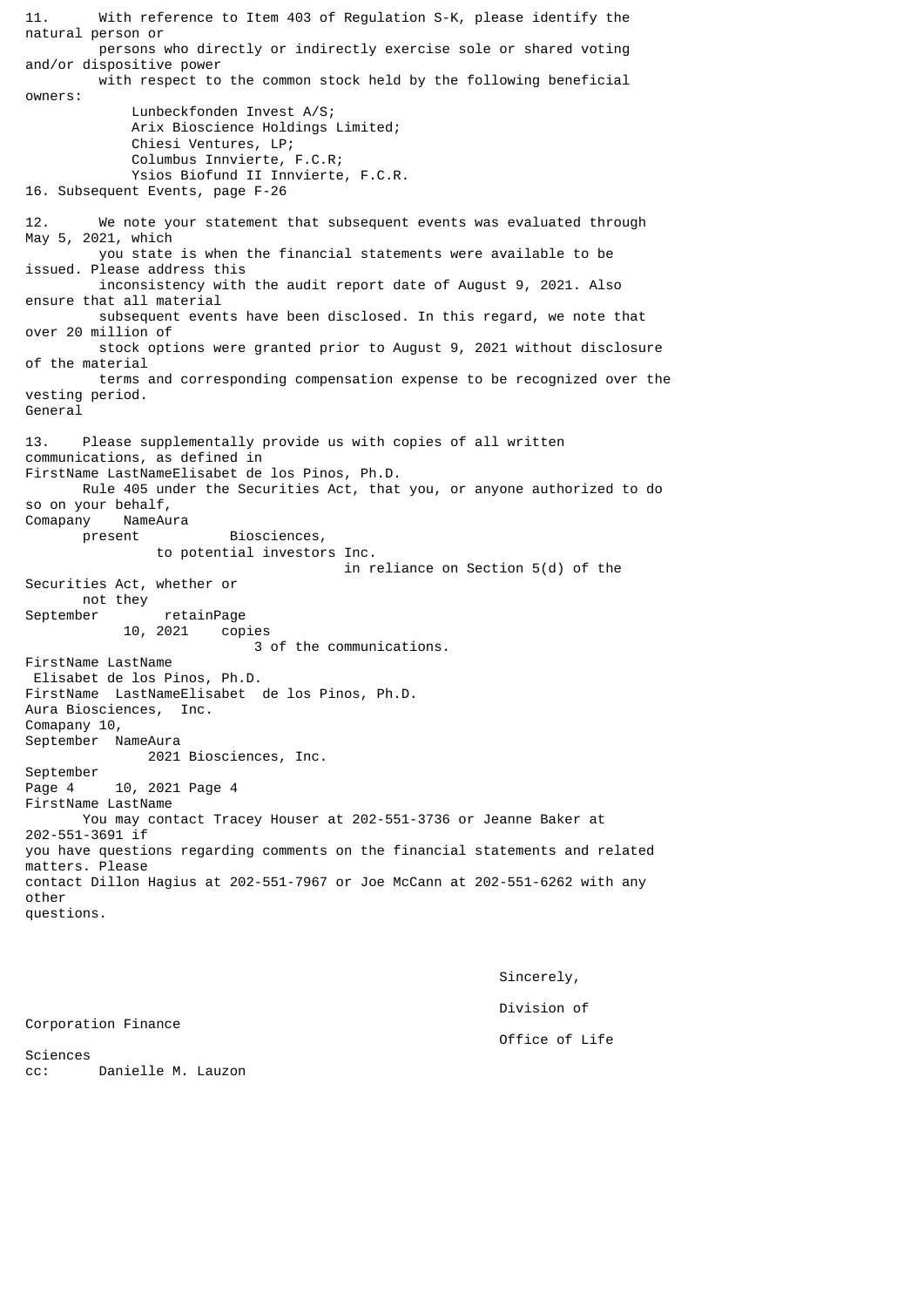11. With reference to Item 403 of Regulation S-K, please identify the natural person or persons who directly or indirectly exercise sole or shared voting and/or dispositive power with respect to the common stock held by the following beneficial owners:

- Lunbeckfonden Invest A/S;
- Arix Bioscience Holdings Limited;
- Chiesi Ventures, LP;
- Columbus Innvierte, F.C.R;
- Ysios Biofund II Innvierte, F.C.R.

16. Subsequent Events, page F-26

12. We note your statement that subsequent events was evaluated through May 5, 2021, which you state is when the financial statements were available to be issued. Please address this inconsistency with the audit report date of August 9, 2021. Also ensure that all material subsequent events have been disclosed. In this regard, we note that over 20 million of stock options were granted prior to August 9, 2021 without disclosure of the material terms and corresponding compensation expense to be recognized over the vesting period.

General

13. Please supplementally provide us with copies of all written communications, as defined in Rule 405 under the Securities Act, that you, or anyone authorized to do so on your behalf, present to potential investors in reliance on Section 5(d) of the Securities Act, whether or not they retain copies of the communications.

Elisabet de los Pinos, Ph.D.
Aura Biosciences, Inc.
September 10, 2021

You may contact Tracey Houser at 202-551-3736 or Jeanne Baker at 202-551-3691 if you have questions regarding comments on the financial statements and related matters. Please contact Dillon Hagius at 202-551-7967 or Joe McCann at 202-551-6262 with any other questions.

Sincerely,

Division of Corporation Finance
Office of Life Sciences

cc: Danielle M. Lauzon